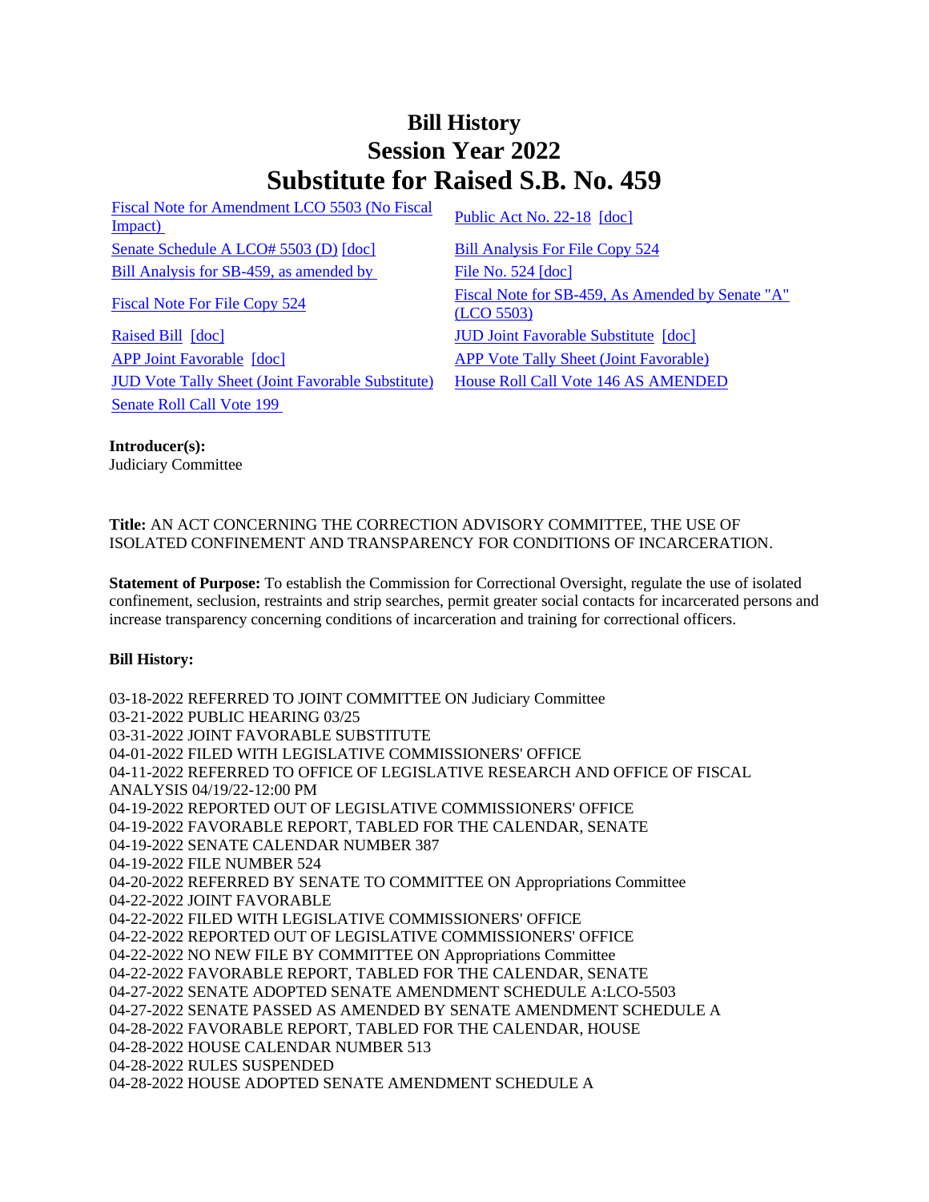# Bill History
# Session Year 2022
# Substitute for Raised S.B. No. 459

| | |
|---|---|
| Fiscal Note for Amendment LCO 5503 (No Fiscal Impact) | Public Act No. 22-18 [doc] |
| Senate Schedule A LCO# 5503 (D) [doc] | Bill Analysis For File Copy 524 |
| Bill Analysis for SB-459, as amended by | File No. 524 [doc] |
| Fiscal Note For File Copy 524 | Fiscal Note for SB-459, As Amended by Senate "A" (LCO 5503) |
| Raised Bill [doc] | JUD Joint Favorable Substitute [doc] |
| APP Joint Favorable [doc] | APP Vote Tally Sheet (Joint Favorable) |
| JUD Vote Tally Sheet (Joint Favorable Substitute) | House Roll Call Vote 146 AS AMENDED |
| Senate Roll Call Vote 199 | |

**Introducer(s):**
Judiciary Committee

**Title:** AN ACT CONCERNING THE CORRECTION ADVISORY COMMITTEE, THE USE OF ISOLATED CONFINEMENT AND TRANSPARENCY FOR CONDITIONS OF INCARCERATION.

**Statement of Purpose:** To establish the Commission for Correctional Oversight, regulate the use of isolated confinement, seclusion, restraints and strip searches, permit greater social contacts for incarcerated persons and increase transparency concerning conditions of incarceration and training for correctional officers.

**Bill History:**

03-18-2022 REFERRED TO JOINT COMMITTEE ON Judiciary Committee
03-21-2022 PUBLIC HEARING 03/25
03-31-2022 JOINT FAVORABLE SUBSTITUTE
04-01-2022 FILED WITH LEGISLATIVE COMMISSIONERS' OFFICE
04-11-2022 REFERRED TO OFFICE OF LEGISLATIVE RESEARCH AND OFFICE OF FISCAL ANALYSIS 04/19/22-12:00 PM
04-19-2022 REPORTED OUT OF LEGISLATIVE COMMISSIONERS' OFFICE
04-19-2022 FAVORABLE REPORT, TABLED FOR THE CALENDAR, SENATE
04-19-2022 SENATE CALENDAR NUMBER 387
04-19-2022 FILE NUMBER 524
04-20-2022 REFERRED BY SENATE TO COMMITTEE ON Appropriations Committee
04-22-2022 JOINT FAVORABLE
04-22-2022 FILED WITH LEGISLATIVE COMMISSIONERS' OFFICE
04-22-2022 REPORTED OUT OF LEGISLATIVE COMMISSIONERS' OFFICE
04-22-2022 NO NEW FILE BY COMMITTEE ON Appropriations Committee
04-22-2022 FAVORABLE REPORT, TABLED FOR THE CALENDAR, SENATE
04-27-2022 SENATE ADOPTED SENATE AMENDMENT SCHEDULE A:LCO-5503
04-27-2022 SENATE PASSED AS AMENDED BY SENATE AMENDMENT SCHEDULE A
04-28-2022 FAVORABLE REPORT, TABLED FOR THE CALENDAR, HOUSE
04-28-2022 HOUSE CALENDAR NUMBER 513
04-28-2022 RULES SUSPENDED
04-28-2022 HOUSE ADOPTED SENATE AMENDMENT SCHEDULE A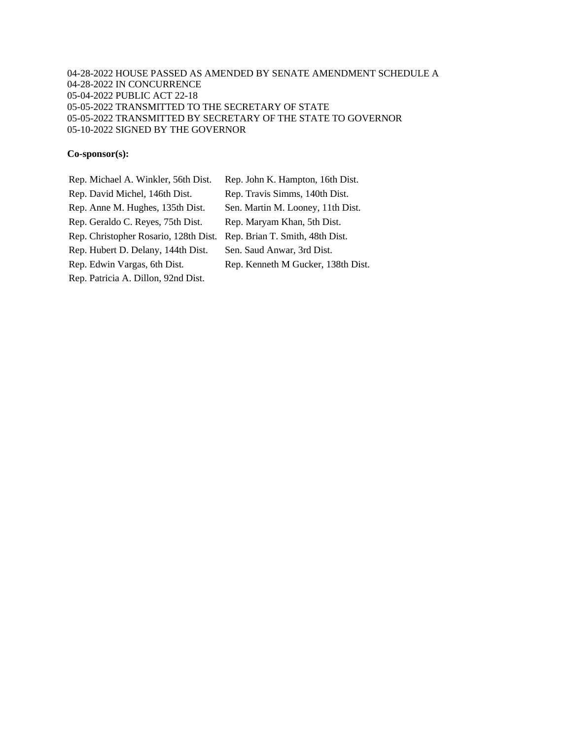04-28-2022 HOUSE PASSED AS AMENDED BY SENATE AMENDMENT SCHEDULE A
04-28-2022 IN CONCURRENCE
05-04-2022 PUBLIC ACT 22-18
05-05-2022 TRANSMITTED TO THE SECRETARY OF STATE
05-05-2022 TRANSMITTED BY SECRETARY OF THE STATE TO GOVERNOR
05-10-2022 SIGNED BY THE GOVERNOR

**Co-sponsor(s):**

| | |
|---|---|
| Rep. Michael A. Winkler, 56th Dist. | Rep. John K. Hampton, 16th Dist. |
| Rep. David Michel, 146th Dist. | Rep. Travis Simms, 140th Dist. |
| Rep. Anne M. Hughes, 135th Dist. | Sen. Martin M. Looney, 11th Dist. |
| Rep. Geraldo C. Reyes, 75th Dist. | Rep. Maryam Khan, 5th Dist. |
| Rep. Christopher Rosario, 128th Dist. | Rep. Brian T. Smith, 48th Dist. |
| Rep. Hubert D. Delany, 144th Dist. | Sen. Saud Anwar, 3rd Dist. |
| Rep. Edwin Vargas, 6th Dist. | Rep. Kenneth M Gucker, 138th Dist. |
| Rep. Patricia A. Dillon, 92nd Dist. | |